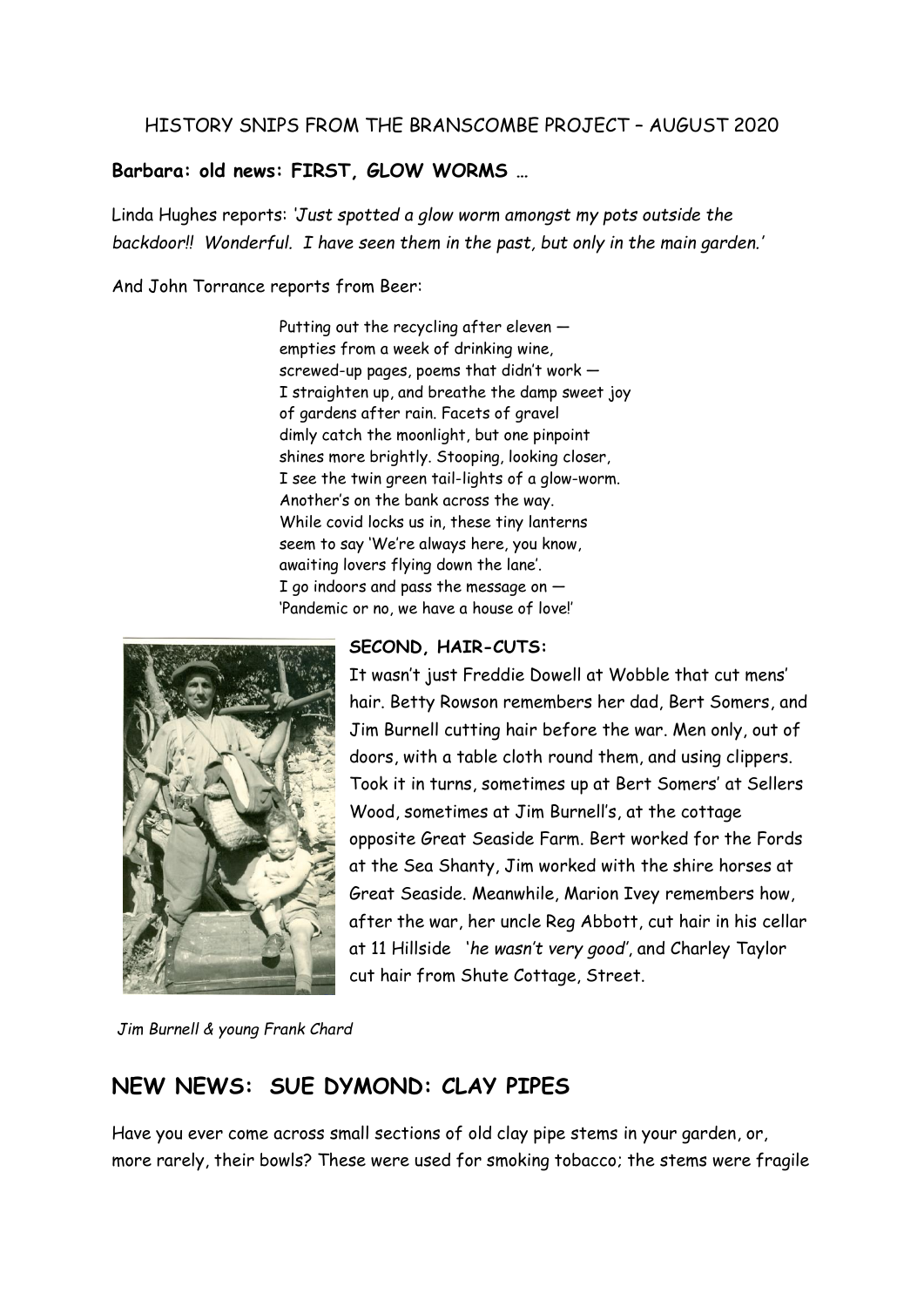HISTORY SNIPS FROM THE BRANSCOMBE PROJECT – AUGUST 2020

**Barbara: old news: FIRST, GLOW WORMS …**

Linda Hughes reports: *'Just spotted a glow worm amongst my pots outside the backdoor!! Wonderful. I have seen them in the past, but only in the main garden.'*

And John Torrance reports from Beer:

> Putting out the recycling after eleven —
> empties from a week of drinking wine,
> screwed-up pages, poems that didn't work —
> I straighten up, and breathe the damp sweet joy
> of gardens after rain. Facets of gravel
> dimly catch the moonlight, but one pinpoint
> shines more brightly. Stooping, looking closer,
> I see the twin green tail-lights of a glow-worm.
> Another's on the bank across the way.
> While covid locks us in, these tiny lanterns
> seem to say 'We're always here, you know,
> awaiting lovers flying down the lane'.
> I go indoors and pass the message on —
> 'Pandemic or no, we have a house of love!'

**SECOND, HAIR-CUTS:**

It wasn't just Freddie Dowell at Wobble that cut mens' hair. Betty Rowson remembers her dad, Bert Somers, and Jim Burnell cutting hair before the war. Men only, out of doors, with a table cloth round them, and using clippers. Took it in turns, sometimes up at Bert Somers' at Sellers Wood, sometimes at Jim Burnell's, at the cottage opposite Great Seaside Farm. Bert worked for the Fords at the Sea Shanty, Jim worked with the shire horses at Great Seaside. Meanwhile, Marion Ivey remembers how, after the war, her uncle Reg Abbott, cut hair in his cellar at 11 Hillside '*he wasn't very good*', and Charley Taylor cut hair from Shute Cottage, Street.

*Jim Burnell & young Frank Chard*

## NEW NEWS: SUE DYMOND: CLAY PIPES

Have you ever come across small sections of old clay pipe stems in your garden, or, more rarely, their bowls? These were used for smoking tobacco; the stems were fragile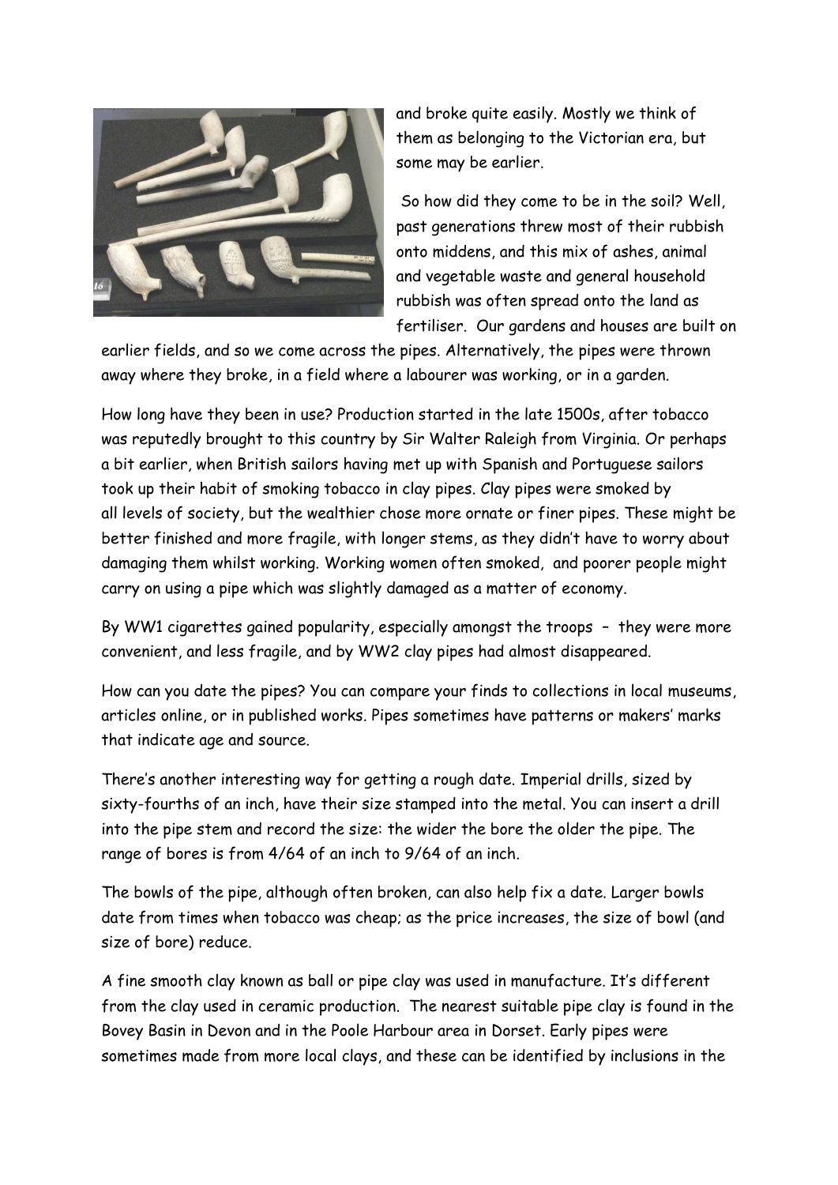and broke quite easily. Mostly we think of them as belonging to the Victorian era, but some may be earlier.

So how did they come to be in the soil? Well, past generations threw most of their rubbish onto middens, and this mix of ashes, animal and vegetable waste and general household rubbish was often spread onto the land as fertiliser. Our gardens and houses are built on earlier fields, and so we come across the pipes. Alternatively, the pipes were thrown away where they broke, in a field where a labourer was working, or in a garden.

How long have they been in use? Production started in the late 1500s, after tobacco was reputedly brought to this country by Sir Walter Raleigh from Virginia. Or perhaps a bit earlier, when British sailors having met up with Spanish and Portuguese sailors took up their habit of smoking tobacco in clay pipes. Clay pipes were smoked by all levels of society, but the wealthier chose more ornate or finer pipes. These might be better finished and more fragile, with longer stems, as they didn't have to worry about damaging them whilst working. Working women often smoked, and poorer people might carry on using a pipe which was slightly damaged as a matter of economy.

By WW1 cigarettes gained popularity, especially amongst the troops – they were more convenient, and less fragile, and by WW2 clay pipes had almost disappeared.

How can you date the pipes? You can compare your finds to collections in local museums, articles online, or in published works. Pipes sometimes have patterns or makers' marks that indicate age and source.

There's another interesting way for getting a rough date. Imperial drills, sized by sixty-fourths of an inch, have their size stamped into the metal. You can insert a drill into the pipe stem and record the size: the wider the bore the older the pipe. The range of bores is from 4/64 of an inch to 9/64 of an inch.

The bowls of the pipe, although often broken, can also help fix a date. Larger bowls date from times when tobacco was cheap; as the price increases, the size of bowl (and size of bore) reduce.

A fine smooth clay known as ball or pipe clay was used in manufacture. It's different from the clay used in ceramic production. The nearest suitable pipe clay is found in the Bovey Basin in Devon and in the Poole Harbour area in Dorset. Early pipes were sometimes made from more local clays, and these can be identified by inclusions in the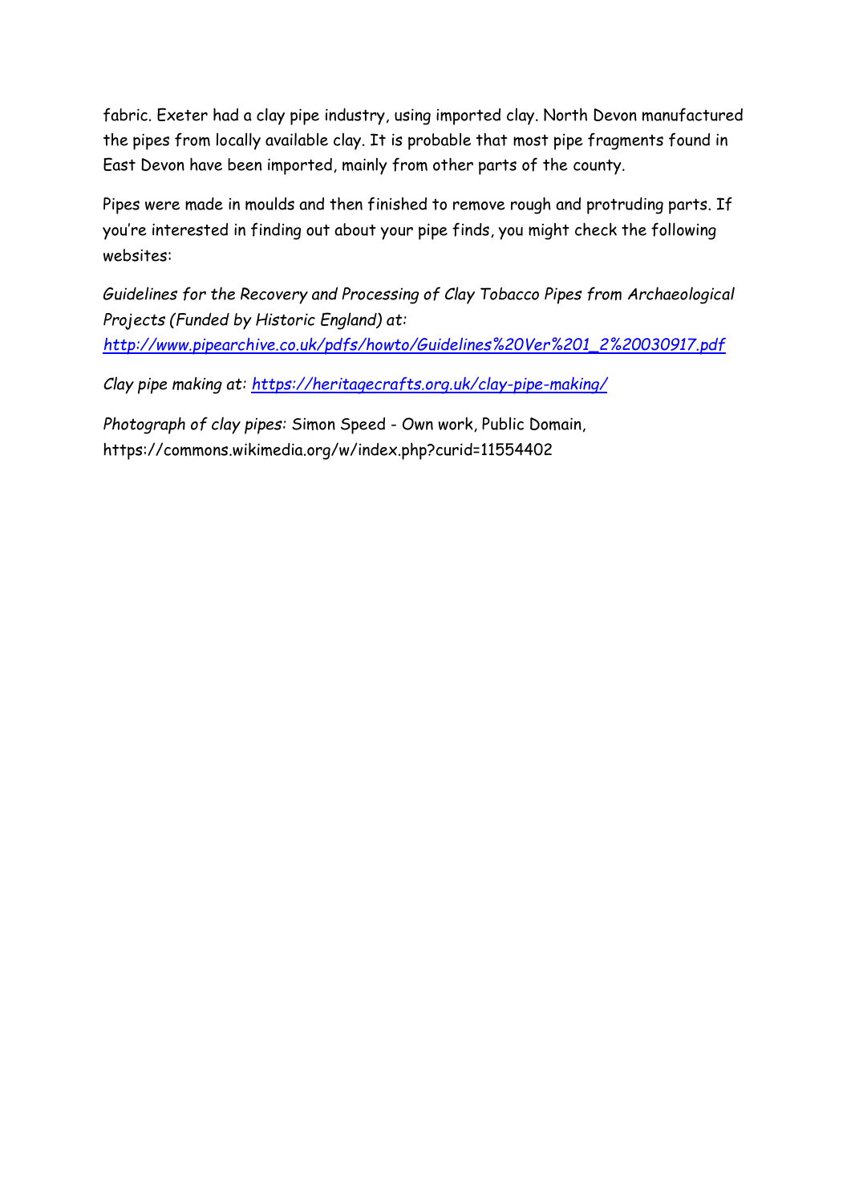fabric. Exeter had a clay pipe industry, using imported clay. North Devon manufactured the pipes from locally available clay. It is probable that most pipe fragments found in East Devon have been imported, mainly from other parts of the county.

Pipes were made in moulds and then finished to remove rough and protruding parts. If you're interested in finding out about your pipe finds, you might check the following websites:

*Guidelines for the Recovery and Processing of Clay Tobacco Pipes from Archaeological Projects (Funded by Historic England) at:* [http://www.pipearchive.co.uk/pdfs/howto/Guidelines%20Ver%201_2%20030917.pdf](http://www.pipearchive.co.uk/pdfs/howto/Guidelines%20Ver%201_2%20030917.pdf)

*Clay pipe making at:* [https://heritagecrafts.org.uk/clay-pipe-making/](https://heritagecrafts.org.uk/clay-pipe-making/)

*Photograph of clay pipes:* Simon Speed - Own work, Public Domain, https://commons.wikimedia.org/w/index.php?curid=11554402